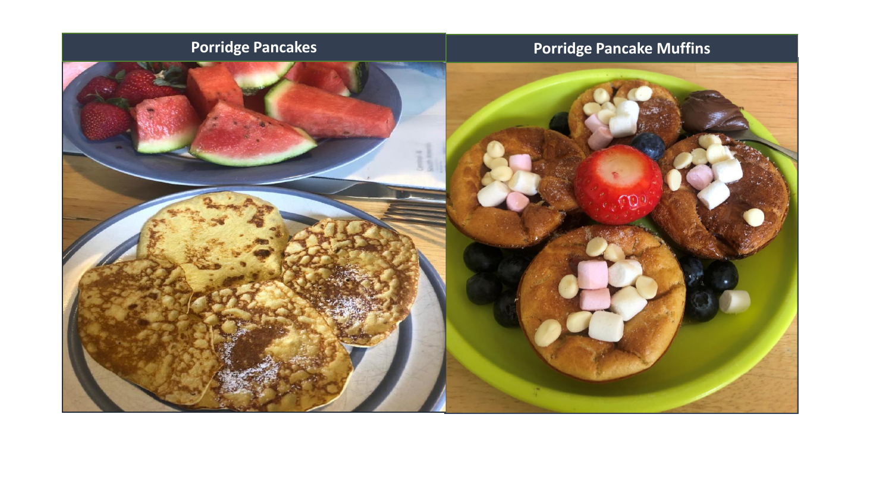| Porridge Pancakes | Porridge Pancake Muffins |
| --- | --- |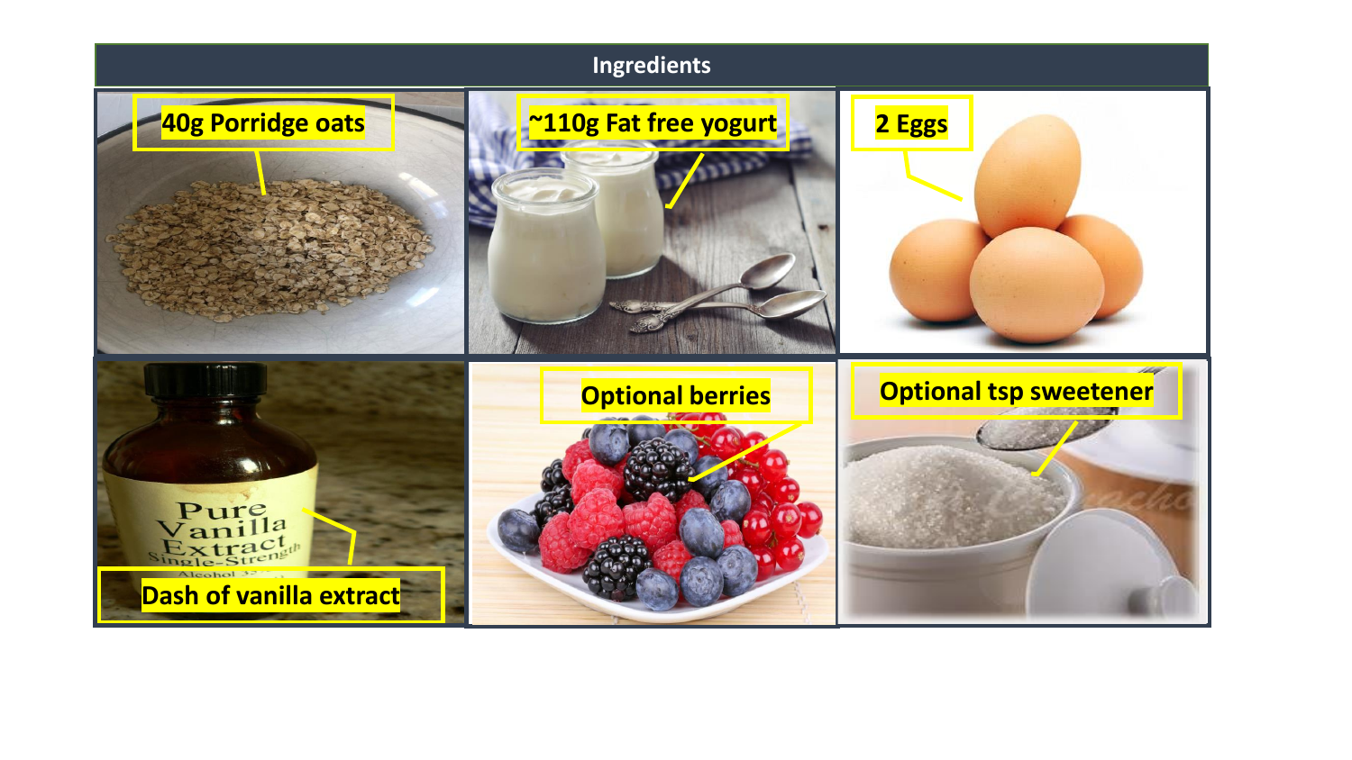## Ingredients

- 40g Porridge oats
- ~110g Fat free yogurt
- 2 Eggs
- Dash of vanilla extract
- Optional berries
- Optional tsp sweetener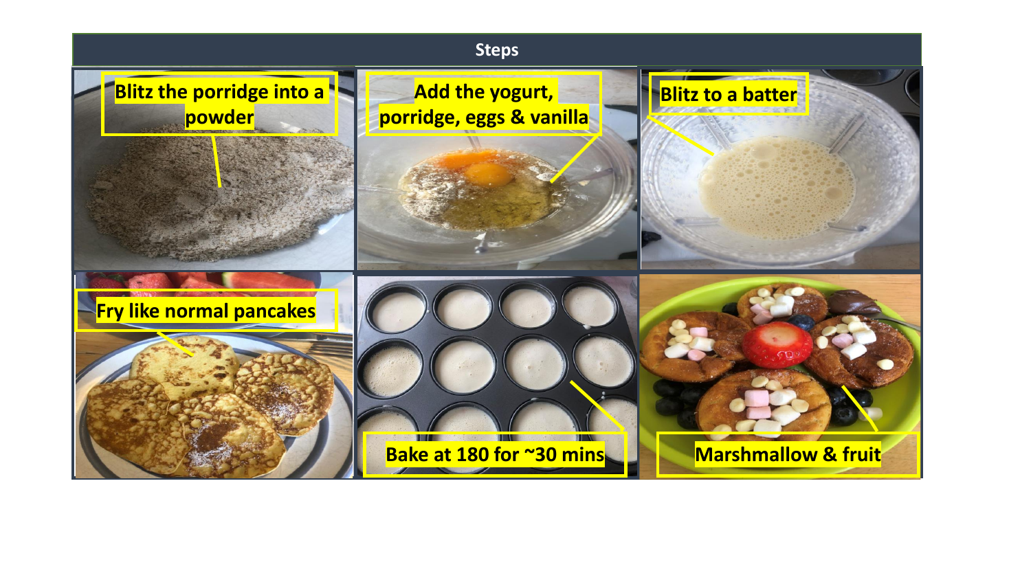## Steps

- Blitz the porridge into a powder
- Add the yogurt, porridge, eggs & vanilla
- Blitz to a batter
- Fry like normal pancakes
- Bake at 180 for ~30 mins
- Marshmallow & fruit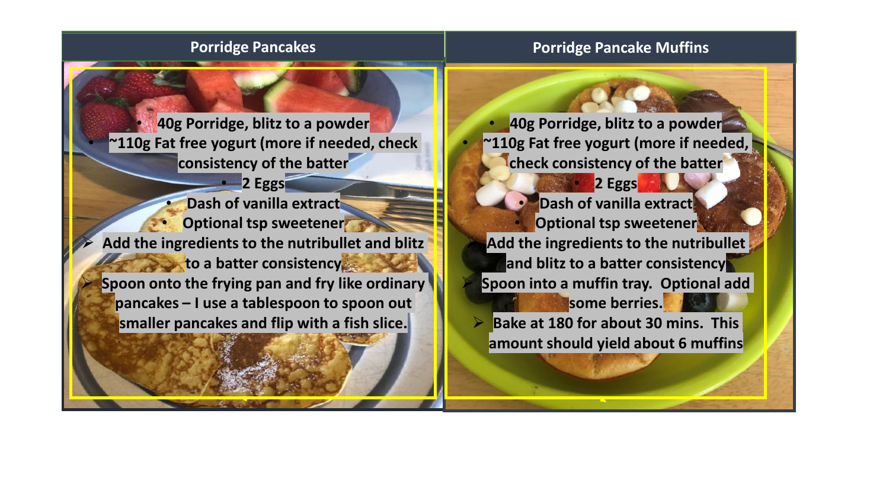## Porridge Pancakes

- 40g Porridge, blitz to a powder
- ~110g Fat free yogurt (more if needed, check consistency of the batter
- 2 Eggs
- Dash of vanilla extract
- Optional tsp sweetener

➢ Add the ingredients to the nutribullet and blitz to a batter consistency

➢ Spoon onto the frying pan and fry like ordinary pancakes – I use a tablespoon to spoon out smaller pancakes and flip with a fish slice.

## Porridge Pancake Muffins

- 40g Porridge, blitz to a powder
- ~110g Fat free yogurt (more if needed, check consistency of the batter
- 2 Eggs
- Dash of vanilla extract
- Optional tsp sweetener

➢ Add the ingredients to the nutribullet and blitz to a batter consistency

➢ Spoon into a muffin tray. Optional add some berries.

➢ Bake at 180 for about 30 mins. This amount should yield about 6 muffins